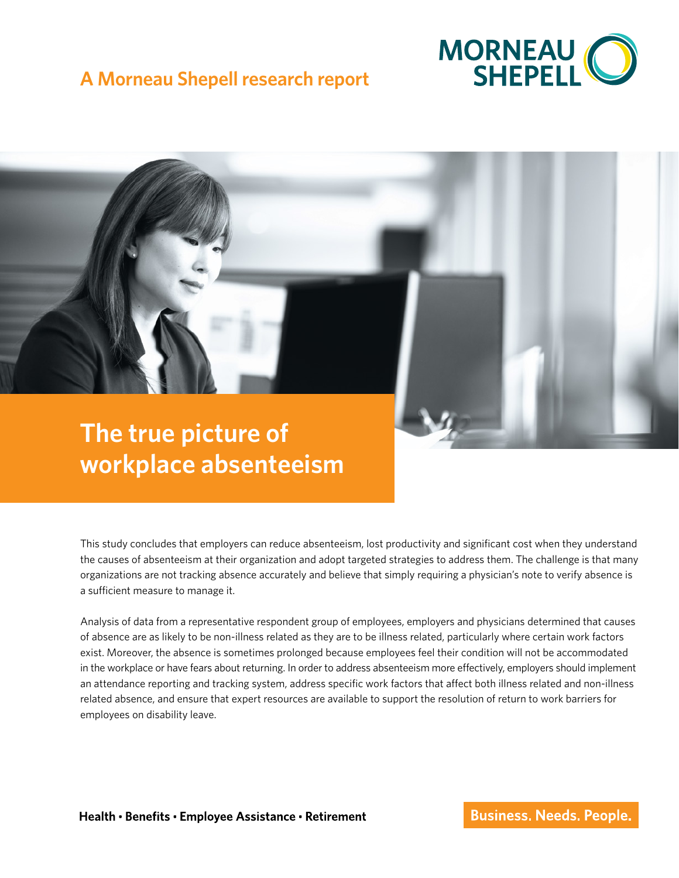A Morneau Shepell research report

# The true picture of workplace absenteeism

This study concludes that employers can reduce absenteeism, lost productivity and significant cost when they understand the causes of absenteeism at their organization and adopt targeted strategies to address them. The challenge is that many organizations are not tracking absence accurately and believe that simply requiring a physician's note to verify absence is a sufficient measure to manage it.

Analysis of data from a representative respondent group of employees, employers and physicians determined that causes of absence are as likely to be non-illness related as they are to be illness related, particularly where certain work factors exist. Moreover, the absence is sometimes prolonged because employees feel their condition will not be accommodated in the workplace or have fears about returning. In order to address absenteeism more effectively, employers should implement an attendance reporting and tracking system, address specific work factors that affect both illness related and non-illness related absence, and ensure that expert resources are available to support the resolution of return to work barriers for employees on disability leave.

**Health • Benefits • Employee Assistance • Retirement**

**Business. Needs. People.**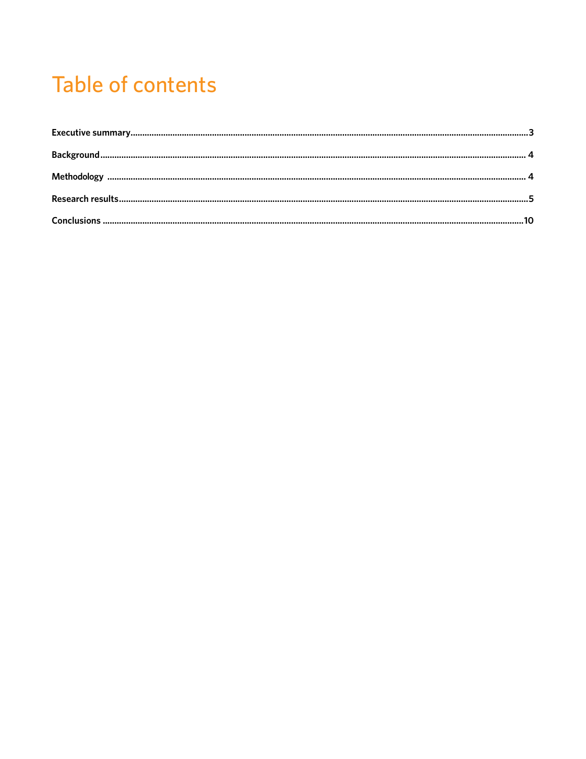# Table of contents

**Executive summary**......................................................................................3

**Background**......................................................................................4

**Methodology**......................................................................................4

**Research results**......................................................................................5

**Conclusions**......................................................................................10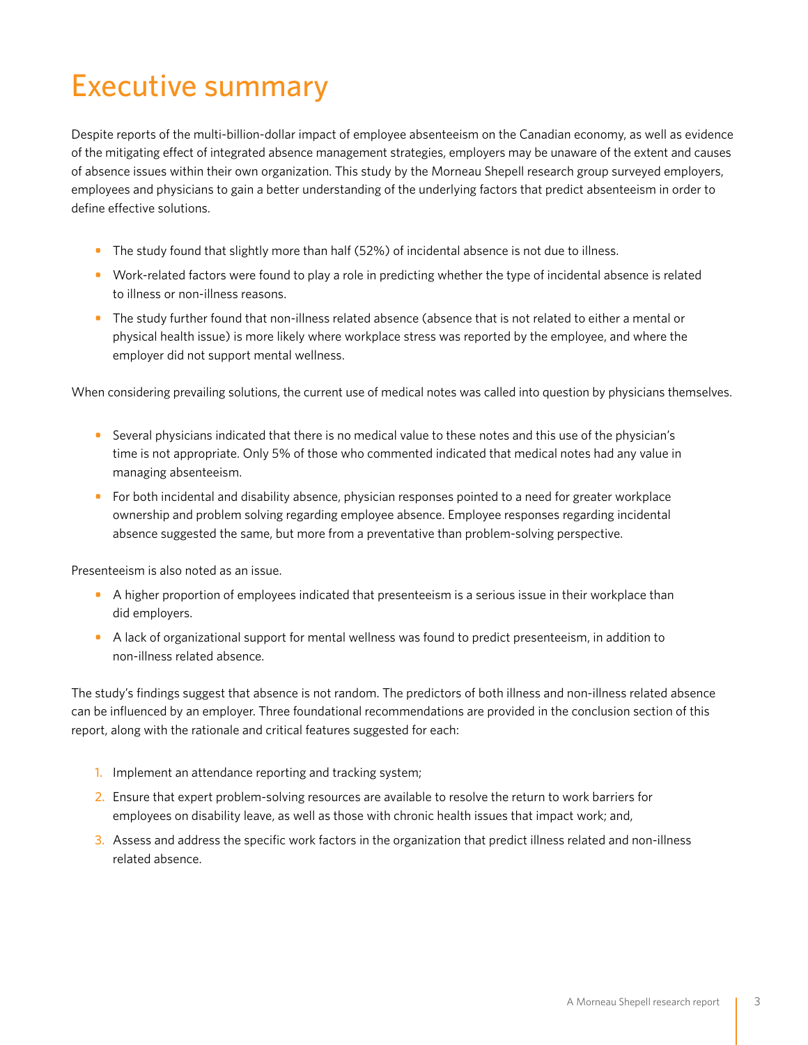# Executive summary

Despite reports of the multi-billion-dollar impact of employee absenteeism on the Canadian economy, as well as evidence of the mitigating effect of integrated absence management strategies, employers may be unaware of the extent and causes of absence issues within their own organization. This study by the Morneau Shepell research group surveyed employers, employees and physicians to gain a better understanding of the underlying factors that predict absenteeism in order to define effective solutions.

- The study found that slightly more than half (52%) of incidental absence is not due to illness.
- Work-related factors were found to play a role in predicting whether the type of incidental absence is related to illness or non-illness reasons.
- The study further found that non-illness related absence (absence that is not related to either a mental or physical health issue) is more likely where workplace stress was reported by the employee, and where the employer did not support mental wellness.

When considering prevailing solutions, the current use of medical notes was called into question by physicians themselves.

- Several physicians indicated that there is no medical value to these notes and this use of the physician's time is not appropriate. Only 5% of those who commented indicated that medical notes had any value in managing absenteeism.
- For both incidental and disability absence, physician responses pointed to a need for greater workplace ownership and problem solving regarding employee absence. Employee responses regarding incidental absence suggested the same, but more from a preventative than problem-solving perspective.

Presenteeism is also noted as an issue.

- A higher proportion of employees indicated that presenteeism is a serious issue in their workplace than did employers.
- A lack of organizational support for mental wellness was found to predict presenteeism, in addition to non-illness related absence.

The study's findings suggest that absence is not random. The predictors of both illness and non-illness related absence can be influenced by an employer. Three foundational recommendations are provided in the conclusion section of this report, along with the rationale and critical features suggested for each:

1. Implement an attendance reporting and tracking system;
2. Ensure that expert problem-solving resources are available to resolve the return to work barriers for employees on disability leave, as well as those with chronic health issues that impact work; and,
3. Assess and address the specific work factors in the organization that predict illness related and non-illness related absence.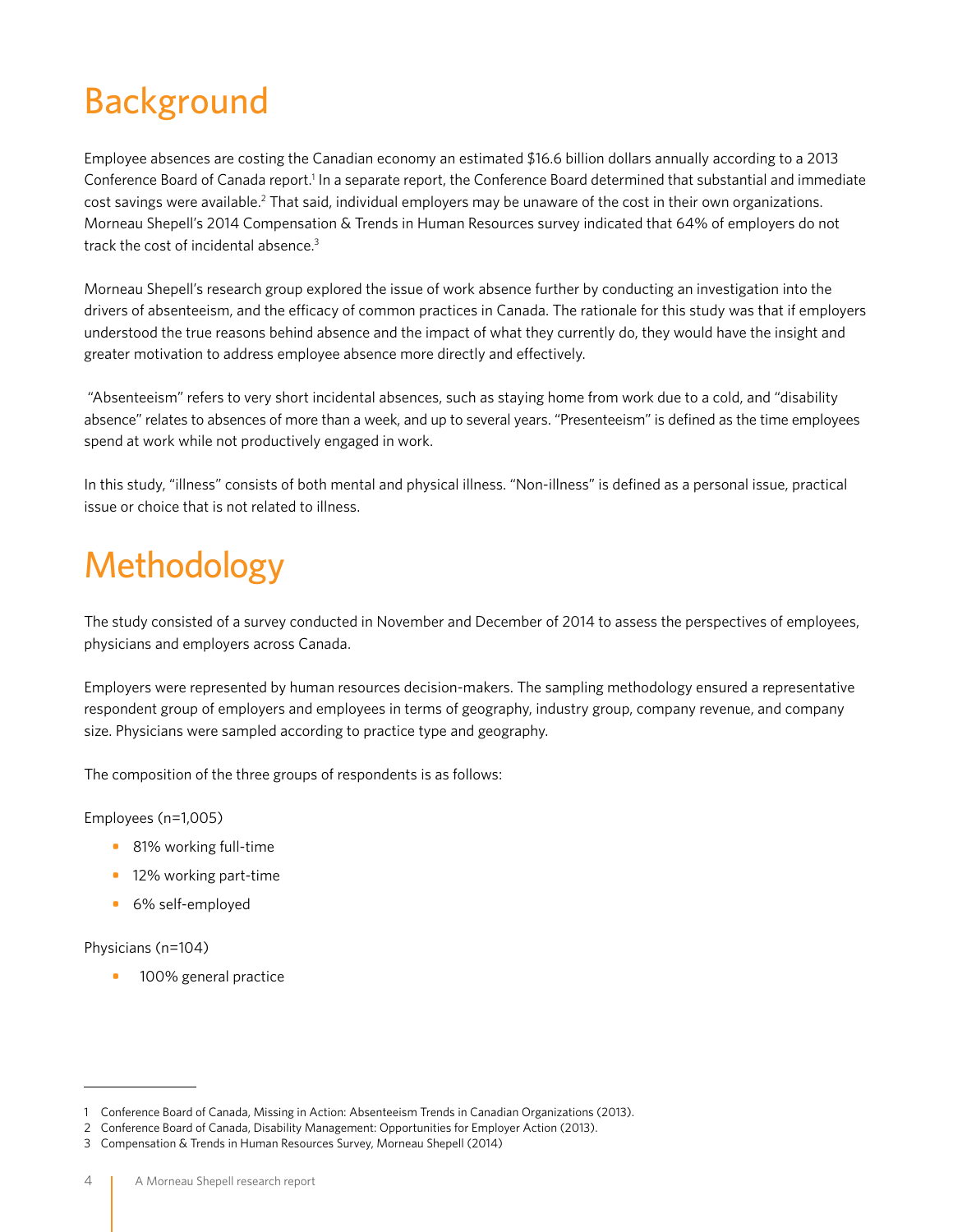# Background

Employee absences are costing the Canadian economy an estimated $16.6 billion dollars annually according to a 2013 Conference Board of Canada report.[1] In a separate report, the Conference Board determined that substantial and immediate cost savings were available.[2] That said, individual employers may be unaware of the cost in their own organizations. Morneau Shepell's 2014 Compensation & Trends in Human Resources survey indicated that 64% of employers do not track the cost of incidental absence.[3]

Morneau Shepell's research group explored the issue of work absence further by conducting an investigation into the drivers of absenteeism, and the efficacy of common practices in Canada. The rationale for this study was that if employers understood the true reasons behind absence and the impact of what they currently do, they would have the insight and greater motivation to address employee absence more directly and effectively.

"Absenteeism" refers to very short incidental absences, such as staying home from work due to a cold, and "disability absence" relates to absences of more than a week, and up to several years. "Presenteeism" is defined as the time employees spend at work while not productively engaged in work.

In this study, "illness" consists of both mental and physical illness. "Non-illness" is defined as a personal issue, practical issue or choice that is not related to illness.

# Methodology

The study consisted of a survey conducted in November and December of 2014 to assess the perspectives of employees, physicians and employers across Canada.

Employers were represented by human resources decision-makers. The sampling methodology ensured a representative respondent group of employers and employees in terms of geography, industry group, company revenue, and company size. Physicians were sampled according to practice type and geography.

The composition of the three groups of respondents is as follows:

Employees (n=1,005)

- 81% working full-time
- 12% working part-time
- 6% self-employed

Physicians (n=104)

- 100% general practice

---

1 Conference Board of Canada, Missing in Action: Absenteeism Trends in Canadian Organizations (2013).

2 Conference Board of Canada, Disability Management: Opportunities for Employer Action (2013).

3 Compensation & Trends in Human Resources Survey, Morneau Shepell (2014)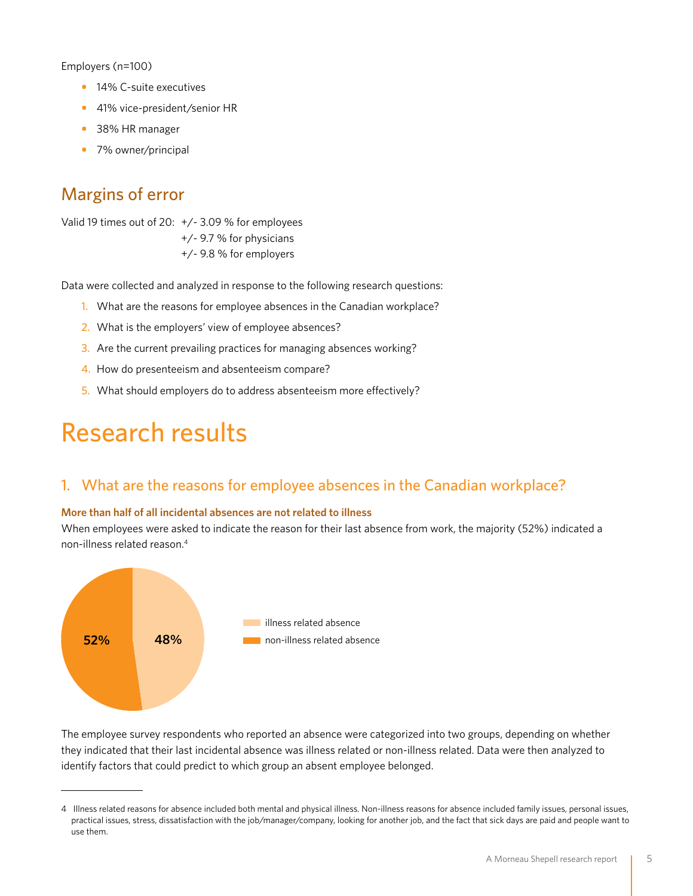Employers (n=100)

- 14% C-suite executives
- 41% vice-president/senior HR
- 38% HR manager
- 7% owner/principal

## Margins of error

Valid 19 times out of 20: +/- 3.09 % for employees
+/- 9.7 % for physicians
+/- 9.8 % for employers

Data were collected and analyzed in response to the following research questions:

1. What are the reasons for employee absences in the Canadian workplace?
2. What is the employers' view of employee absences?
3. Are the current prevailing practices for managing absences working?
4. How do presenteeism and absenteeism compare?
5. What should employers do to address absenteeism more effectively?

# Research results

## 1. What are the reasons for employee absences in the Canadian workplace?

**More than half of all incidental absences are not related to illness**

When employees were asked to indicate the reason for their last absence from work, the majority (52%) indicated a non-illness related reason.[4]

52% | 48%

illness related absence
non-illness related absence

The employee survey respondents who reported an absence were categorized into two groups, depending on whether they indicated that their last incidental absence was illness related or non-illness related. Data were then analyzed to identify factors that could predict to which group an absent employee belonged.

---

4 Illness related reasons for absence included both mental and physical illness. Non-illness reasons for absence included family issues, personal issues, practical issues, stress, dissatisfaction with the job/manager/company, looking for another job, and the fact that sick days are paid and people want to use them.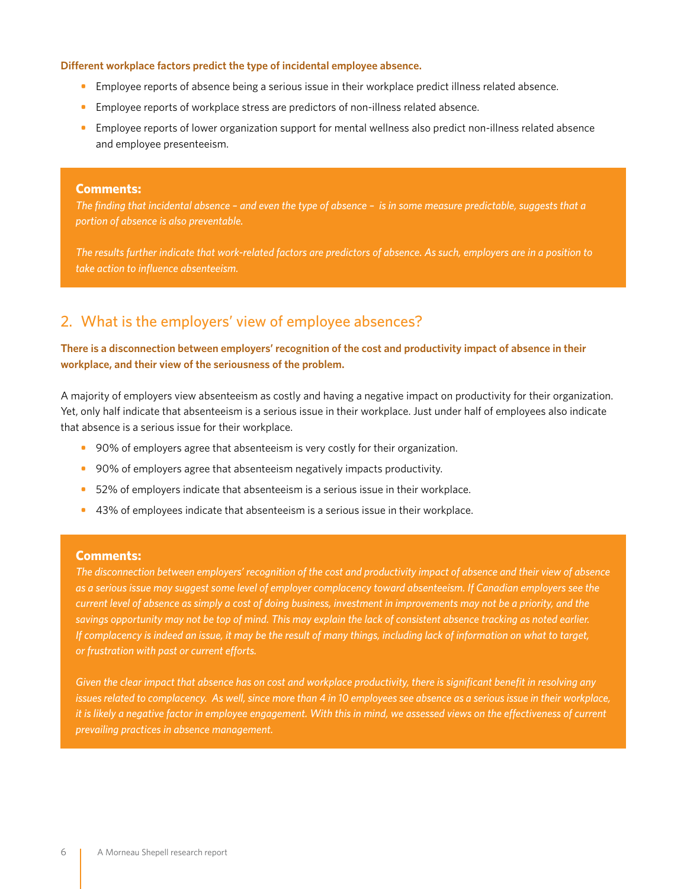**Different workplace factors predict the type of incidental employee absence.**

- Employee reports of absence being a serious issue in their workplace predict illness related absence.
- Employee reports of workplace stress are predictors of non-illness related absence.
- Employee reports of lower organization support for mental wellness also predict non-illness related absence and employee presenteeism.

**Comments:**

*The finding that incidental absence – and even the type of absence – is in some measure predictable, suggests that a portion of absence is also preventable.*

*The results further indicate that work-related factors are predictors of absence. As such, employers are in a position to take action to influence absenteeism.*

## 2. What is the employers' view of employee absences?

**There is a disconnection between employers' recognition of the cost and productivity impact of absence in their workplace, and their view of the seriousness of the problem.**

A majority of employers view absenteeism as costly and having a negative impact on productivity for their organization. Yet, only half indicate that absenteeism is a serious issue in their workplace. Just under half of employees also indicate that absence is a serious issue for their workplace.

- 90% of employers agree that absenteeism is very costly for their organization.
- 90% of employers agree that absenteeism negatively impacts productivity.
- 52% of employers indicate that absenteeism is a serious issue in their workplace.
- 43% of employees indicate that absenteeism is a serious issue in their workplace.

**Comments:**

*The disconnection between employers' recognition of the cost and productivity impact of absence and their view of absence as a serious issue may suggest some level of employer complacency toward absenteeism. If Canadian employers see the current level of absence as simply a cost of doing business, investment in improvements may not be a priority, and the savings opportunity may not be top of mind. This may explain the lack of consistent absence tracking as noted earlier. If complacency is indeed an issue, it may be the result of many things, including lack of information on what to target, or frustration with past or current efforts.*

*Given the clear impact that absence has on cost and workplace productivity, there is significant benefit in resolving any issues related to complacency. As well, since more than 4 in 10 employees see absence as a serious issue in their workplace, it is likely a negative factor in employee engagement. With this in mind, we assessed views on the effectiveness of current prevailing practices in absence management.*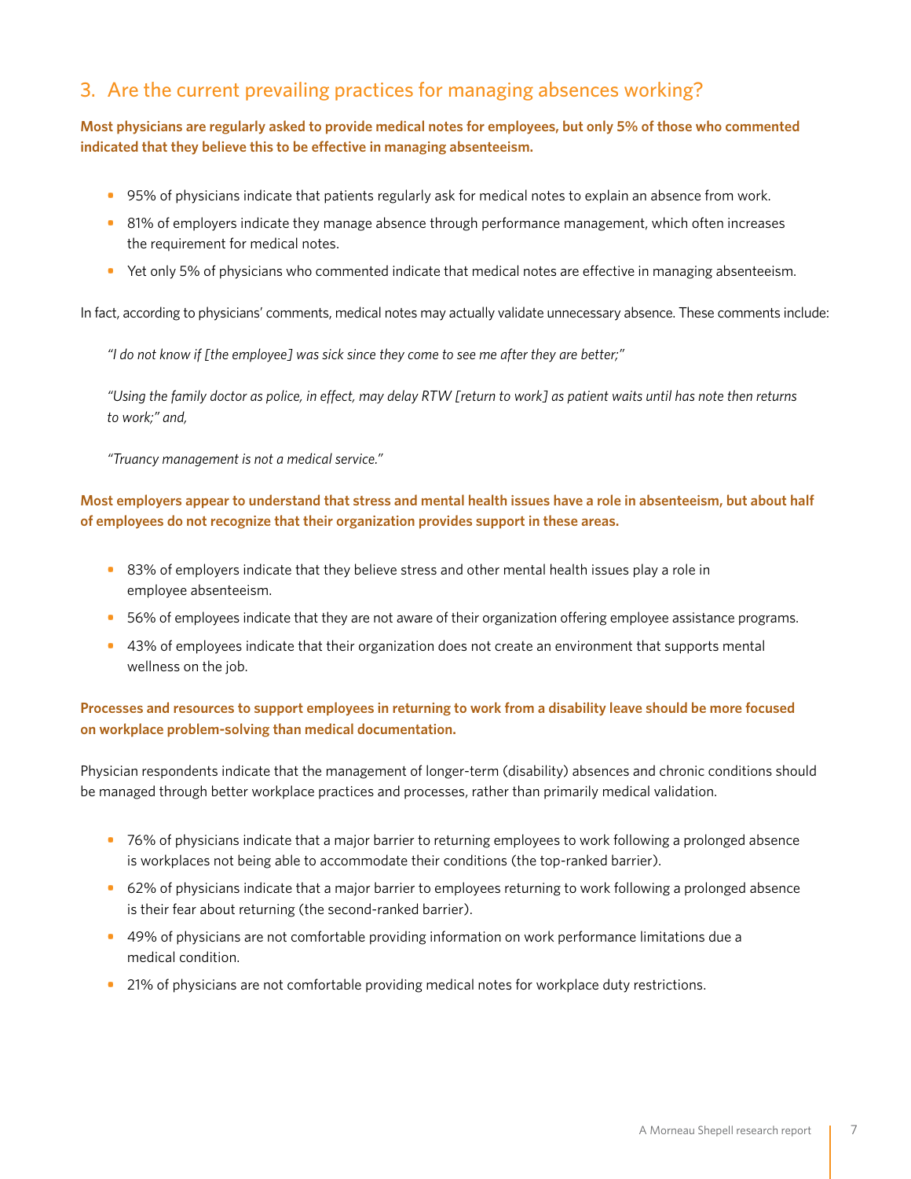## 3. Are the current prevailing practices for managing absences working?

**Most physicians are regularly asked to provide medical notes for employees, but only 5% of those who commented indicated that they believe this to be effective in managing absenteeism.**

- 95% of physicians indicate that patients regularly ask for medical notes to explain an absence from work.
- 81% of employers indicate they manage absence through performance management, which often increases the requirement for medical notes.
- Yet only 5% of physicians who commented indicate that medical notes are effective in managing absenteeism.

In fact, according to physicians' comments, medical notes may actually validate unnecessary absence. These comments include:

> *"I do not know if [the employee] was sick since they come to see me after they are better;"*
>
> *"Using the family doctor as police, in effect, may delay RTW [return to work] as patient waits until has note then returns to work;" and,*
>
> *"Truancy management is not a medical service."*

**Most employers appear to understand that stress and mental health issues have a role in absenteeism, but about half of employees do not recognize that their organization provides support in these areas.**

- 83% of employers indicate that they believe stress and other mental health issues play a role in employee absenteeism.
- 56% of employees indicate that they are not aware of their organization offering employee assistance programs.
- 43% of employees indicate that their organization does not create an environment that supports mental wellness on the job.

**Processes and resources to support employees in returning to work from a disability leave should be more focused on workplace problem-solving than medical documentation.**

Physician respondents indicate that the management of longer-term (disability) absences and chronic conditions should be managed through better workplace practices and processes, rather than primarily medical validation.

- 76% of physicians indicate that a major barrier to returning employees to work following a prolonged absence is workplaces not being able to accommodate their conditions (the top-ranked barrier).
- 62% of physicians indicate that a major barrier to employees returning to work following a prolonged absence is their fear about returning (the second-ranked barrier).
- 49% of physicians are not comfortable providing information on work performance limitations due a medical condition.
- 21% of physicians are not comfortable providing medical notes for workplace duty restrictions.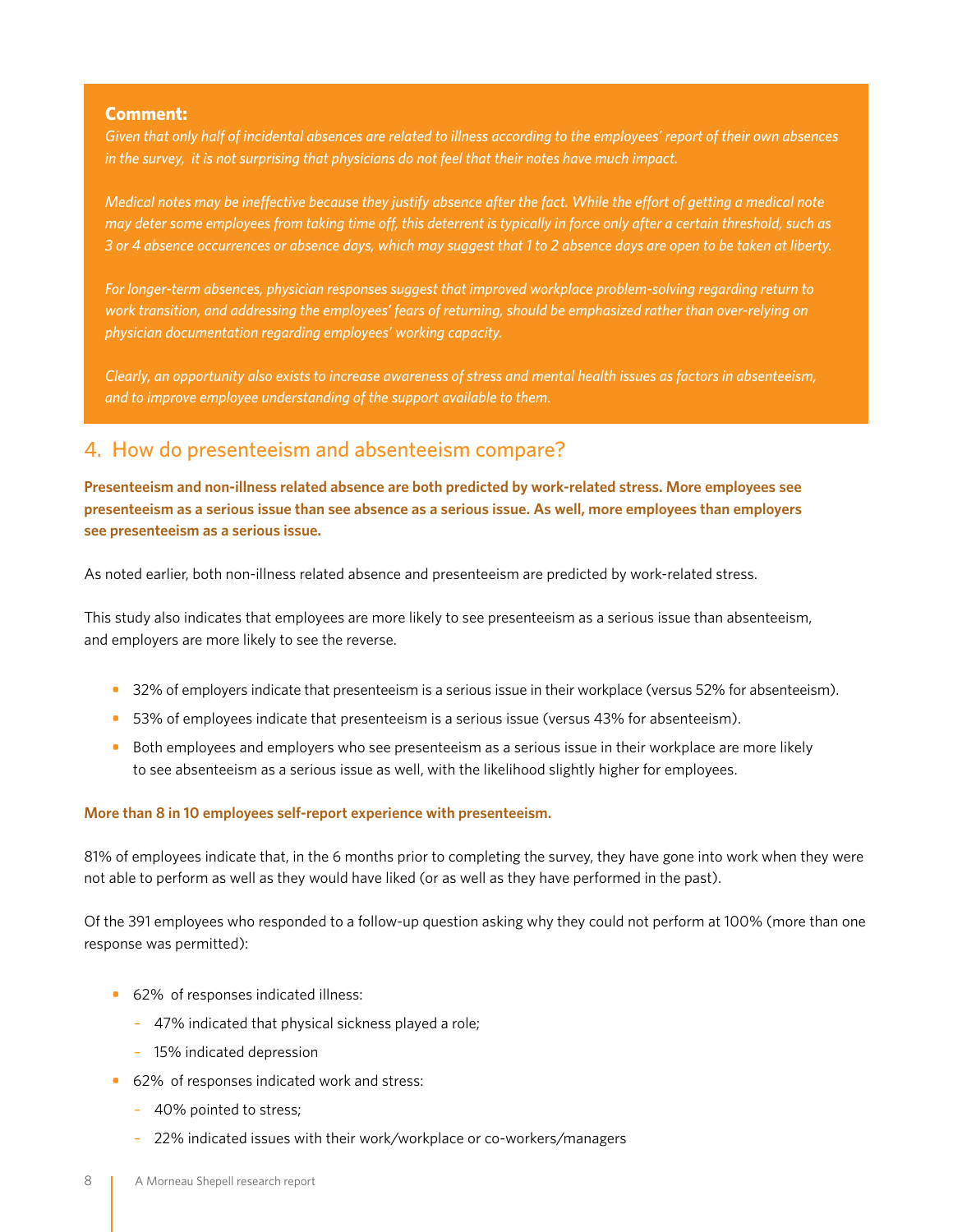**Comment:**

*Given that only half of incidental absences are related to illness according to the employees' report of their own absences in the survey, it is not surprising that physicians do not feel that their notes have much impact.*

*Medical notes may be ineffective because they justify absence after the fact. While the effort of getting a medical note may deter some employees from taking time off, this deterrent is typically in force only after a certain threshold, such as 3 or 4 absence occurrences or absence days, which may suggest that 1 to 2 absence days are open to be taken at liberty.*

*For longer-term absences, physician responses suggest that improved workplace problem-solving regarding return to work transition, and addressing the employees' fears of returning, should be emphasized rather than over-relying on physician documentation regarding employees' working capacity.*

*Clearly, an opportunity also exists to increase awareness of stress and mental health issues as factors in absenteeism, and to improve employee understanding of the support available to them.*

## 4. How do presenteeism and absenteeism compare?

**Presenteeism and non-illness related absence are both predicted by work-related stress. More employees see presenteeism as a serious issue than see absence as a serious issue. As well, more employees than employers see presenteeism as a serious issue.**

As noted earlier, both non-illness related absence and presenteeism are predicted by work-related stress.

This study also indicates that employees are more likely to see presenteeism as a serious issue than absenteeism, and employers are more likely to see the reverse.

- 32% of employers indicate that presenteeism is a serious issue in their workplace (versus 52% for absenteeism).
- 53% of employees indicate that presenteeism is a serious issue (versus 43% for absenteeism).
- Both employees and employers who see presenteeism as a serious issue in their workplace are more likely to see absenteeism as a serious issue as well, with the likelihood slightly higher for employees.

**More than 8 in 10 employees self-report experience with presenteeism.**

81% of employees indicate that, in the 6 months prior to completing the survey, they have gone into work when they were not able to perform as well as they would have liked (or as well as they have performed in the past).

Of the 391 employees who responded to a follow-up question asking why they could not perform at 100% (more than one response was permitted):

- 62% of responses indicated illness:
  - 47% indicated that physical sickness played a role;
  - 15% indicated depression
- 62% of responses indicated work and stress:
  - 40% pointed to stress;
  - 22% indicated issues with their work/workplace or co-workers/managers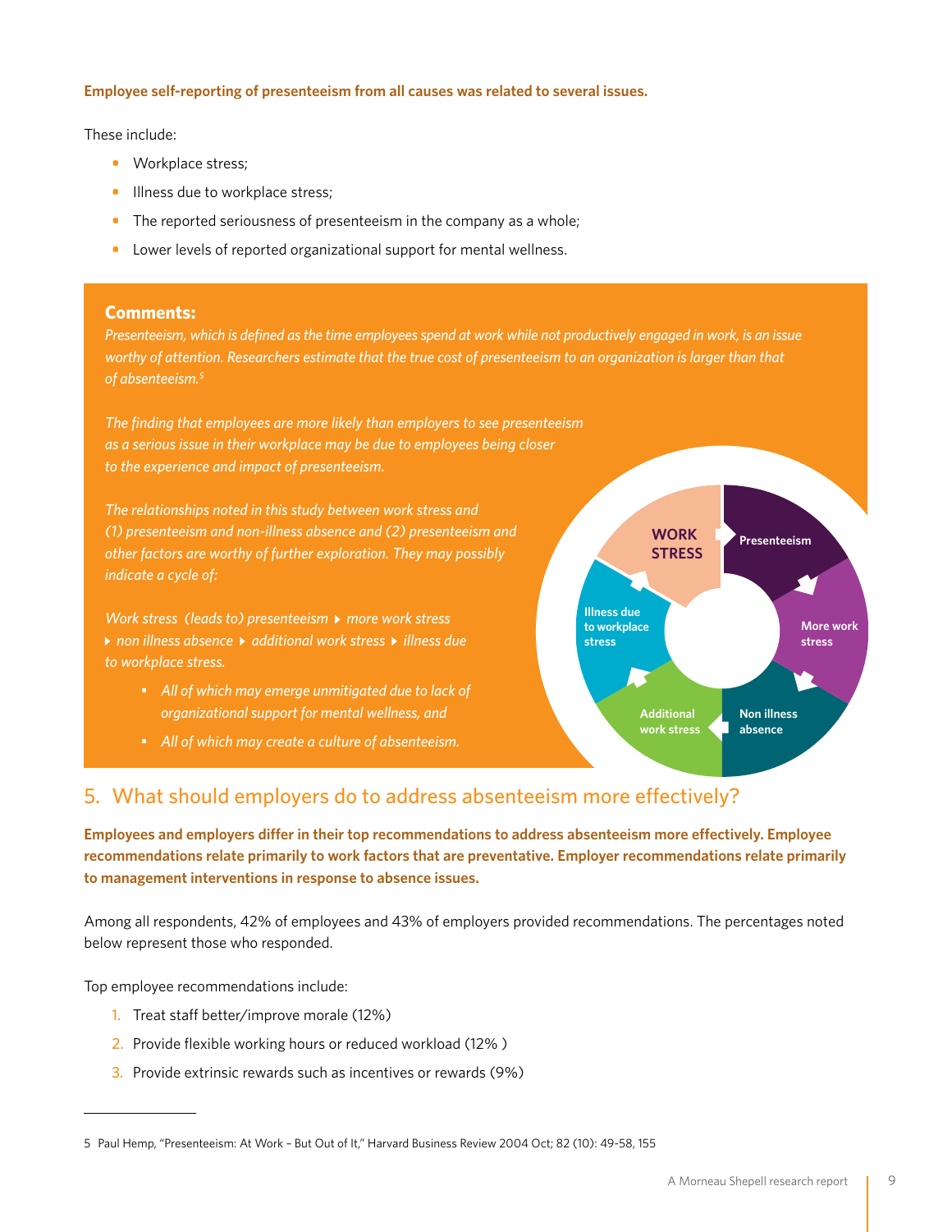**Employee self-reporting of presenteeism from all causes was related to several issues.**

These include:

- Workplace stress;
- Illness due to workplace stress;
- The reported seriousness of presenteeism in the company as a whole;
- Lower levels of reported organizational support for mental wellness.

**Comments:**

*Presenteeism, which is defined as the time employees spend at work while not productively engaged in work, is an issue worthy of attention. Researchers estimate that the true cost of presenteeism to an organization is larger than that of absenteeism.*[5]

*The finding that employees are more likely than employers to see presenteeism as a serious issue in their workplace may be due to employees being closer to the experience and impact of presenteeism.*

*The relationships noted in this study between work stress and (1) presenteeism and non-illness absence and (2) presenteeism and other factors are worthy of further exploration. They may possibly indicate a cycle of:*

*Work stress (leads to) presenteeism ▸ more work stress ▸ non illness absence ▸ additional work stress ▸ illness due to workplace stress.*

- *All of which may emerge unmitigated due to lack of organizational support for mental wellness, and*
- *All of which may create a culture of absenteeism.*

WORK STRESS → Presenteeism → More work stress → Non illness absence → Additional work stress → Illness due to workplace stress → WORK STRESS

## 5. What should employers do to address absenteeism more effectively?

**Employees and employers differ in their top recommendations to address absenteeism more effectively. Employee recommendations relate primarily to work factors that are preventative. Employer recommendations relate primarily to management interventions in response to absence issues.**

Among all respondents, 42% of employees and 43% of employers provided recommendations. The percentages noted below represent those who responded.

Top employee recommendations include:

1. Treat staff better/improve morale (12%)
2. Provide flexible working hours or reduced workload (12% )
3. Provide extrinsic rewards such as incentives or rewards (9%)

---

5 Paul Hemp, "Presenteeism: At Work – But Out of It," Harvard Business Review 2004 Oct; 82 (10): 49-58, 155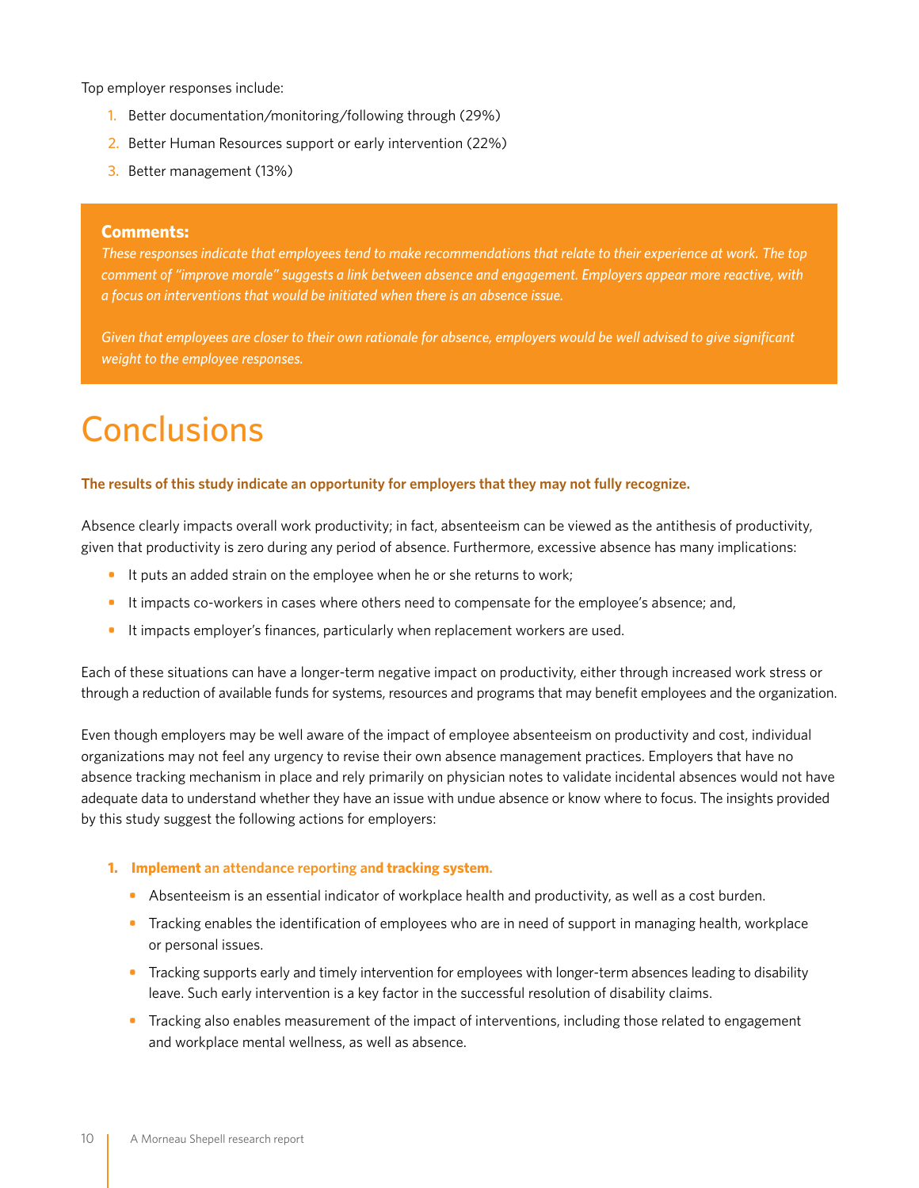Top employer responses include:

1. Better documentation/monitoring/following through (29%)
2. Better Human Resources support or early intervention (22%)
3. Better management (13%)

**Comments:**

*These responses indicate that employees tend to make recommendations that relate to their experience at work. The top comment of "improve morale" suggests a link between absence and engagement. Employers appear more reactive, with a focus on interventions that would be initiated when there is an absence issue.*

*Given that employees are closer to their own rationale for absence, employers would be well advised to give significant weight to the employee responses.*

# Conclusions

**The results of this study indicate an opportunity for employers that they may not fully recognize.**

Absence clearly impacts overall work productivity; in fact, absenteeism can be viewed as the antithesis of productivity, given that productivity is zero during any period of absence. Furthermore, excessive absence has many implications:

- It puts an added strain on the employee when he or she returns to work;
- It impacts co-workers in cases where others need to compensate for the employee's absence; and,
- It impacts employer's finances, particularly when replacement workers are used.

Each of these situations can have a longer-term negative impact on productivity, either through increased work stress or through a reduction of available funds for systems, resources and programs that may benefit employees and the organization.

Even though employers may be well aware of the impact of employee absenteeism on productivity and cost, individual organizations may not feel any urgency to revise their own absence management practices. Employers that have no absence tracking mechanism in place and rely primarily on physician notes to validate incidental absences would not have adequate data to understand whether they have an issue with undue absence or know where to focus. The insights provided by this study suggest the following actions for employers:

1. **Implement an attendance reporting and tracking system.**
   - Absenteeism is an essential indicator of workplace health and productivity, as well as a cost burden.
   - Tracking enables the identification of employees who are in need of support in managing health, workplace or personal issues.
   - Tracking supports early and timely intervention for employees with longer-term absences leading to disability leave. Such early intervention is a key factor in the successful resolution of disability claims.
   - Tracking also enables measurement of the impact of interventions, including those related to engagement and workplace mental wellness, as well as absence.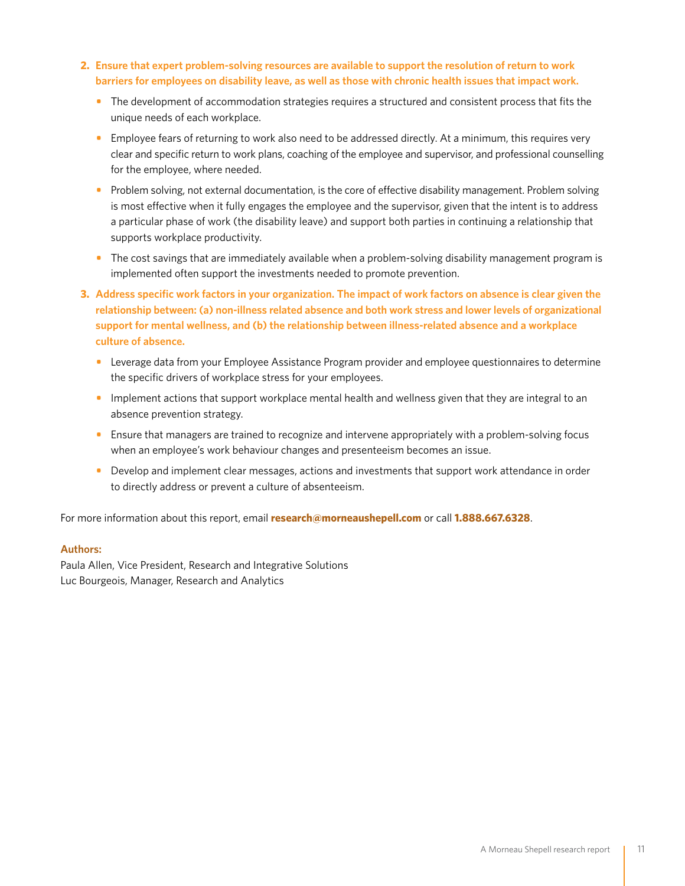2. **Ensure that expert problem-solving resources are available to support the resolution of return to work barriers for employees on disability leave, as well as those with chronic health issues that impact work.**
   - The development of accommodation strategies requires a structured and consistent process that fits the unique needs of each workplace.
   - Employee fears of returning to work also need to be addressed directly. At a minimum, this requires very clear and specific return to work plans, coaching of the employee and supervisor, and professional counselling for the employee, where needed.
   - Problem solving, not external documentation, is the core of effective disability management. Problem solving is most effective when it fully engages the employee and the supervisor, given that the intent is to address a particular phase of work (the disability leave) and support both parties in continuing a relationship that supports workplace productivity.
   - The cost savings that are immediately available when a problem-solving disability management program is implemented often support the investments needed to promote prevention.
3. **Address specific work factors in your organization. The impact of work factors on absence is clear given the relationship between: (a) non-illness related absence and both work stress and lower levels of organizational support for mental wellness, and (b) the relationship between illness-related absence and a workplace culture of absence.**
   - Leverage data from your Employee Assistance Program provider and employee questionnaires to determine the specific drivers of workplace stress for your employees.
   - Implement actions that support workplace mental health and wellness given that they are integral to an absence prevention strategy.
   - Ensure that managers are trained to recognize and intervene appropriately with a problem-solving focus when an employee's work behaviour changes and presenteeism becomes an issue.
   - Develop and implement clear messages, actions and investments that support work attendance in order to directly address or prevent a culture of absenteeism.

For more information about this report, email **research@morneaushepell.com** or call **1.888.667.6328**.

**Authors:**
Paula Allen, Vice President, Research and Integrative Solutions
Luc Bourgeois, Manager, Research and Analytics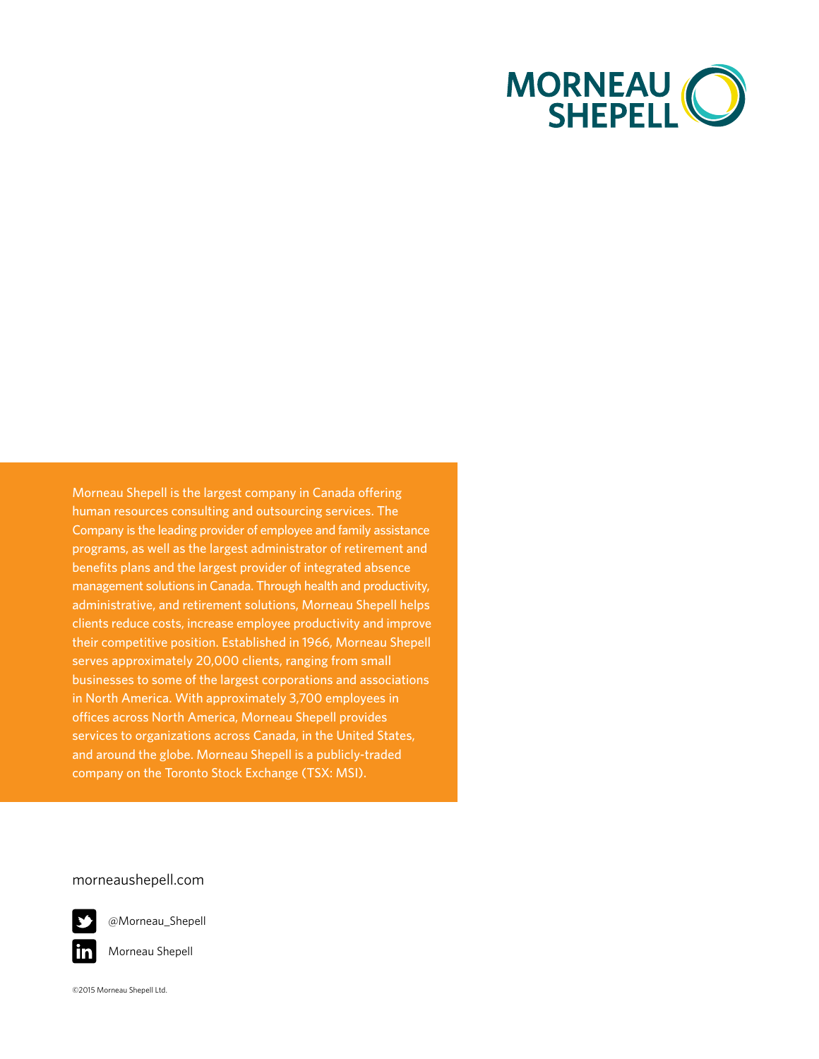MORNEAU SHEPELL

Morneau Shepell is the largest company in Canada offering human resources consulting and outsourcing services. The Company is the leading provider of employee and family assistance programs, as well as the largest administrator of retirement and benefits plans and the largest provider of integrated absence management solutions in Canada. Through health and productivity, administrative, and retirement solutions, Morneau Shepell helps clients reduce costs, increase employee productivity and improve their competitive position. Established in 1966, Morneau Shepell serves approximately 20,000 clients, ranging from small businesses to some of the largest corporations and associations in North America. With approximately 3,700 employees in offices across North America, Morneau Shepell provides services to organizations across Canada, in the United States, and around the globe. Morneau Shepell is a publicly-traded company on the Toronto Stock Exchange (TSX: MSI).

morneaushepell.com

@Morneau_Shepell

Morneau Shepell

©2015 Morneau Shepell Ltd.